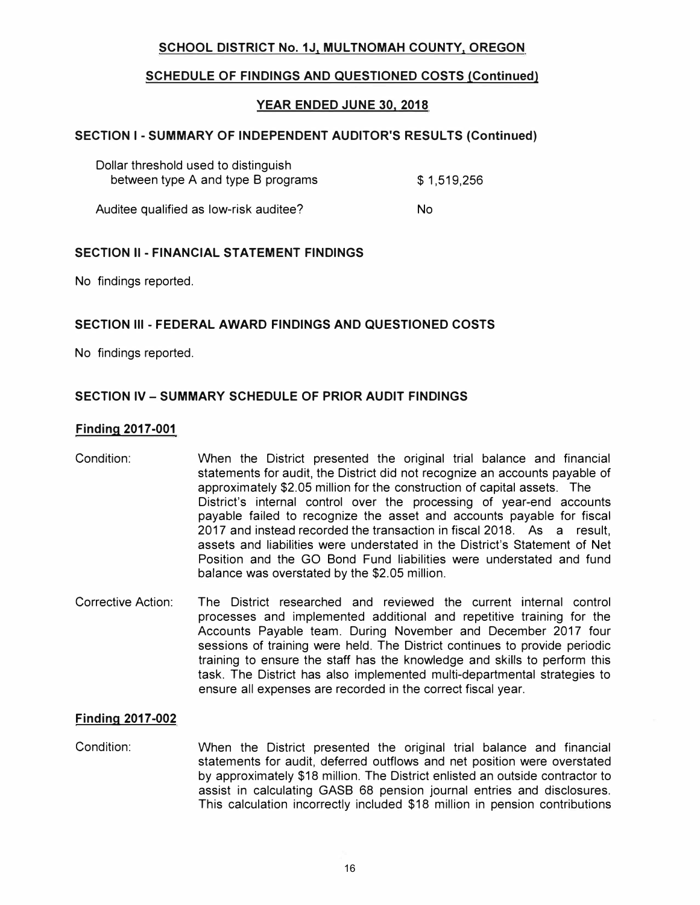## SCHOOL DISTRICT No. 1J, MULTNOMAH COUNTY, OREGON

## SCHEDULE OF FINDINGS AND QUESTIONED COSTS (Continued)

## YEAR ENDED JUNE 30, 2018

### SECTION I - SUMMARY OF INDEPENDENT AUDITOR'S RESULTS (Continued)

| | |
|---|---|
| Dollar threshold used to distinguish between type A and type B programs | $ 1,519,256 |
| Auditee qualified as low-risk auditee? | No |

### SECTION II - FINANCIAL STATEMENT FINDINGS

No findings reported.

### SECTION III - FEDERAL AWARD FINDINGS AND QUESTIONED COSTS

No findings reported.

### SECTION IV – SUMMARY SCHEDULE OF PRIOR AUDIT FINDINGS

#### Finding 2017-001

Condition: When the District presented the original trial balance and financial statements for audit, the District did not recognize an accounts payable of approximately $2.05 million for the construction of capital assets. The District's internal control over the processing of year-end accounts payable failed to recognize the asset and accounts payable for fiscal 2017 and instead recorded the transaction in fiscal 2018. As a result, assets and liabilities were understated in the District's Statement of Net Position and the GO Bond Fund liabilities were understated and fund balance was overstated by the $2.05 million.

Corrective Action: The District researched and reviewed the current internal control processes and implemented additional and repetitive training for the Accounts Payable team. During November and December 2017 four sessions of training were held. The District continues to provide periodic training to ensure the staff has the knowledge and skills to perform this task. The District has also implemented multi-departmental strategies to ensure all expenses are recorded in the correct fiscal year.

#### Finding 2017-002

Condition: When the District presented the original trial balance and financial statements for audit, deferred outflows and net position were overstated by approximately $18 million. The District enlisted an outside contractor to assist in calculating GASB 68 pension journal entries and disclosures. This calculation incorrectly included $18 million in pension contributions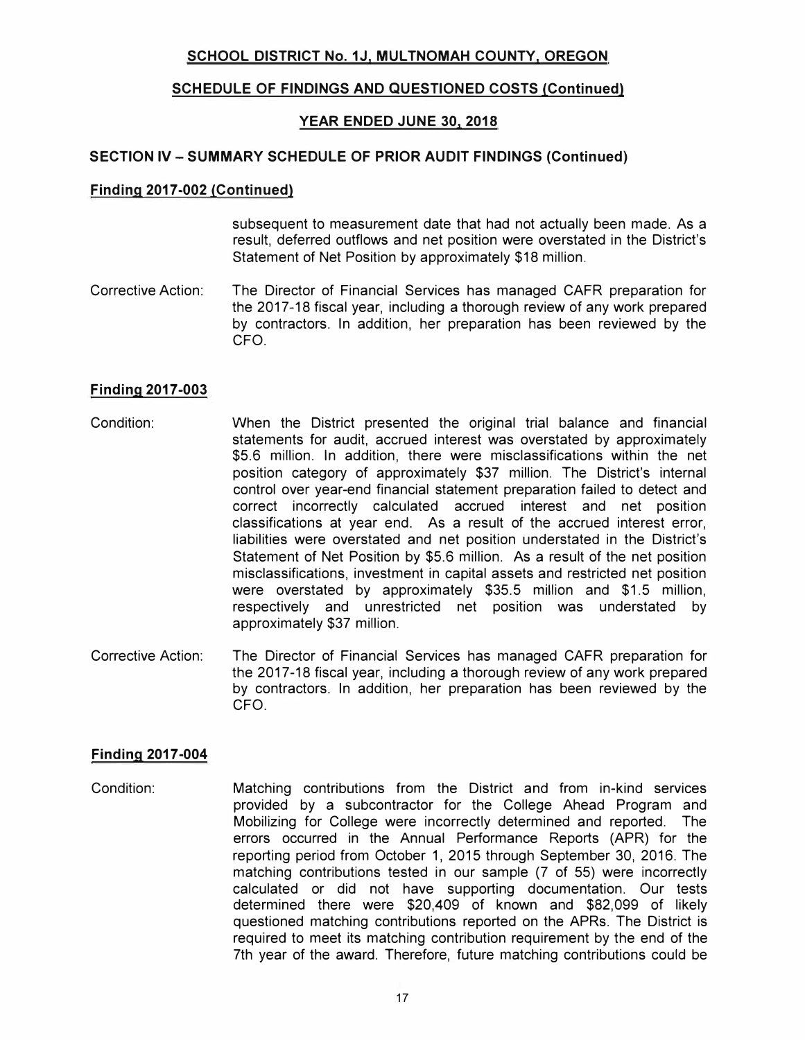## SCHOOL DISTRICT No. 1J, MULTNOMAH COUNTY, OREGON

## SCHEDULE OF FINDINGS AND QUESTIONED COSTS (Continued)

## YEAR ENDED JUNE 30, 2018

### SECTION IV – SUMMARY SCHEDULE OF PRIOR AUDIT FINDINGS (Continued)

#### Finding 2017-002 (Continued)

subsequent to measurement date that had not actually been made. As a result, deferred outflows and net position were overstated in the District's Statement of Net Position by approximately $18 million.

Corrective Action: The Director of Financial Services has managed CAFR preparation for the 2017-18 fiscal year, including a thorough review of any work prepared by contractors. In addition, her preparation has been reviewed by the CFO.

#### Finding 2017-003

Condition: When the District presented the original trial balance and financial statements for audit, accrued interest was overstated by approximately $5.6 million. In addition, there were misclassifications within the net position category of approximately $37 million. The District's internal control over year-end financial statement preparation failed to detect and correct incorrectly calculated accrued interest and net position classifications at year end. As a result of the accrued interest error, liabilities were overstated and net position understated in the District's Statement of Net Position by $5.6 million. As a result of the net position misclassifications, investment in capital assets and restricted net position were overstated by approximately $35.5 million and $1.5 million, respectively and unrestricted net position was understated by approximately $37 million.

Corrective Action: The Director of Financial Services has managed CAFR preparation for the 2017-18 fiscal year, including a thorough review of any work prepared by contractors. In addition, her preparation has been reviewed by the CFO.

#### Finding 2017-004

Condition: Matching contributions from the District and from in-kind services provided by a subcontractor for the College Ahead Program and Mobilizing for College were incorrectly determined and reported. The errors occurred in the Annual Performance Reports (APR) for the reporting period from October 1, 2015 through September 30, 2016. The matching contributions tested in our sample (7 of 55) were incorrectly calculated or did not have supporting documentation. Our tests determined there were $20,409 of known and $82,099 of likely questioned matching contributions reported on the APRs. The District is required to meet its matching contribution requirement by the end of the 7th year of the award. Therefore, future matching contributions could be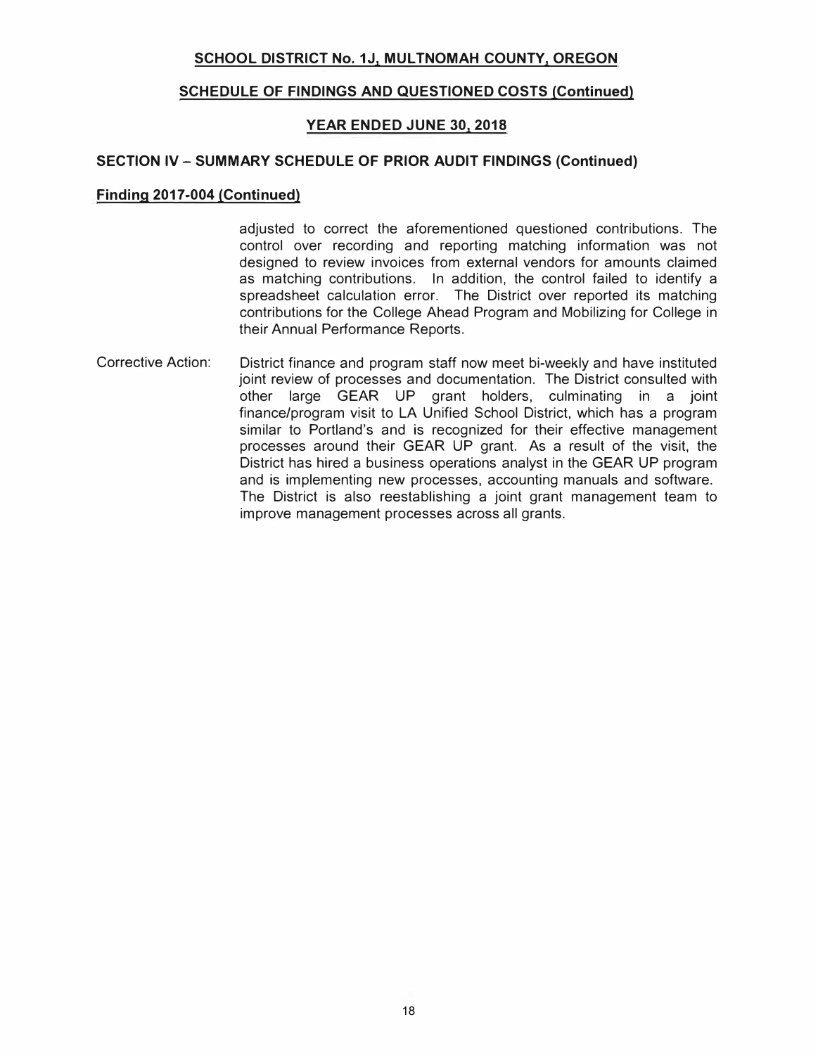## SCHOOL DISTRICT No. 1J, MULTNOMAH COUNTY, OREGON

## SCHEDULE OF FINDINGS AND QUESTIONED COSTS (Continued)

## YEAR ENDED JUNE 30, 2018

### SECTION IV – SUMMARY SCHEDULE OF PRIOR AUDIT FINDINGS (Continued)

#### Finding 2017-004 (Continued)

adjusted to correct the aforementioned questioned contributions. The control over recording and reporting matching information was not designed to review invoices from external vendors for amounts claimed as matching contributions. In addition, the control failed to identify a spreadsheet calculation error. The District over reported its matching contributions for the College Ahead Program and Mobilizing for College in their Annual Performance Reports.

Corrective Action: District finance and program staff now meet bi-weekly and have instituted joint review of processes and documentation. The District consulted with other large GEAR UP grant holders, culminating in a joint finance/program visit to LA Unified School District, which has a program similar to Portland's and is recognized for their effective management processes around their GEAR UP grant. As a result of the visit, the District has hired a business operations analyst in the GEAR UP program and is implementing new processes, accounting manuals and software. The District is also reestablishing a joint grant management team to improve management processes across all grants.